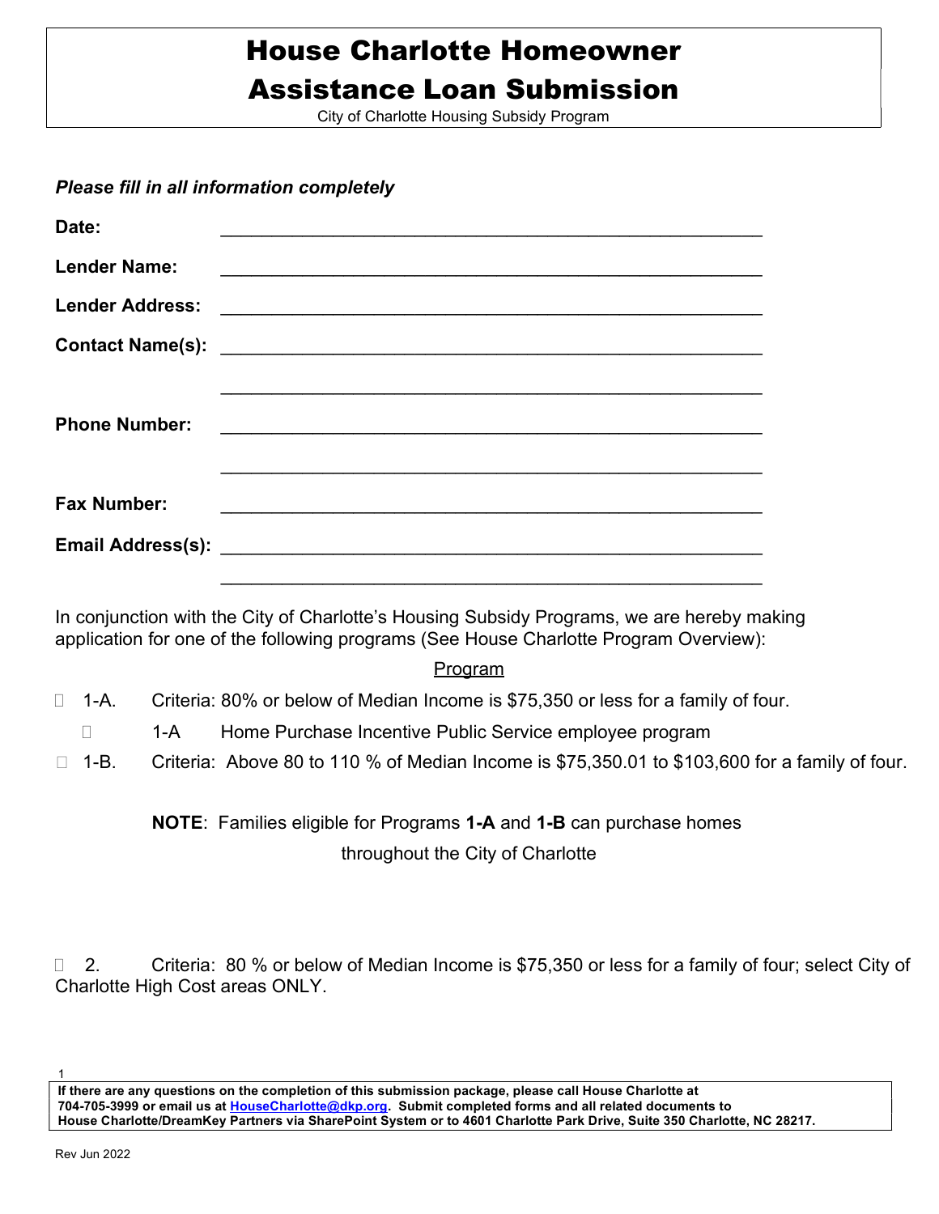# House Charlotte Homeowner Assistance Loan Submission

City of Charlotte Housing Subsidy Program

***Please fill in all information completely***

**Date:** ______________________________________________________

**Lender Name:** ______________________________________________________

**Lender Address:** ______________________________________________________

**Contact Name(s):** ______________________________________________________

______________________________________________________

**Phone Number:** ______________________________________________________

______________________________________________________

**Fax Number:** ______________________________________________________

**Email Address(s):** ______________________________________________________

______________________________________________________

In conjunction with the City of Charlotte's Housing Subsidy Programs, we are hereby making application for one of the following programs (See House Charlotte Program Overview):

<u>Program</u>

- ☐ 1-A. Criteria: 80% or below of Median Income is $75,350 or less for a family of four.
  - ☐ 1-A Home Purchase Incentive Public Service employee program
- ☐ 1-B. Criteria: Above 80 to 110 % of Median Income is $75,350.01 to $103,600 for a family of four.

**NOTE**: Families eligible for Programs **1-A** and **1-B** can purchase homes throughout the City of Charlotte

- ☐ 2. Criteria: 80 % or below of Median Income is $75,350 or less for a family of four; select City of Charlotte High Cost areas ONLY.

**If there are any questions on the completion of this submission package, please call House Charlotte at 704-705-3999 or email us at [HouseCharlotte@dkp.org](mailto:HouseCharlotte@dkp.org). Submit completed forms and all related documents to House Charlotte/DreamKey Partners via SharePoint System or to 4601 Charlotte Park Drive, Suite 350 Charlotte, NC 28217.**

Rev Jun 2022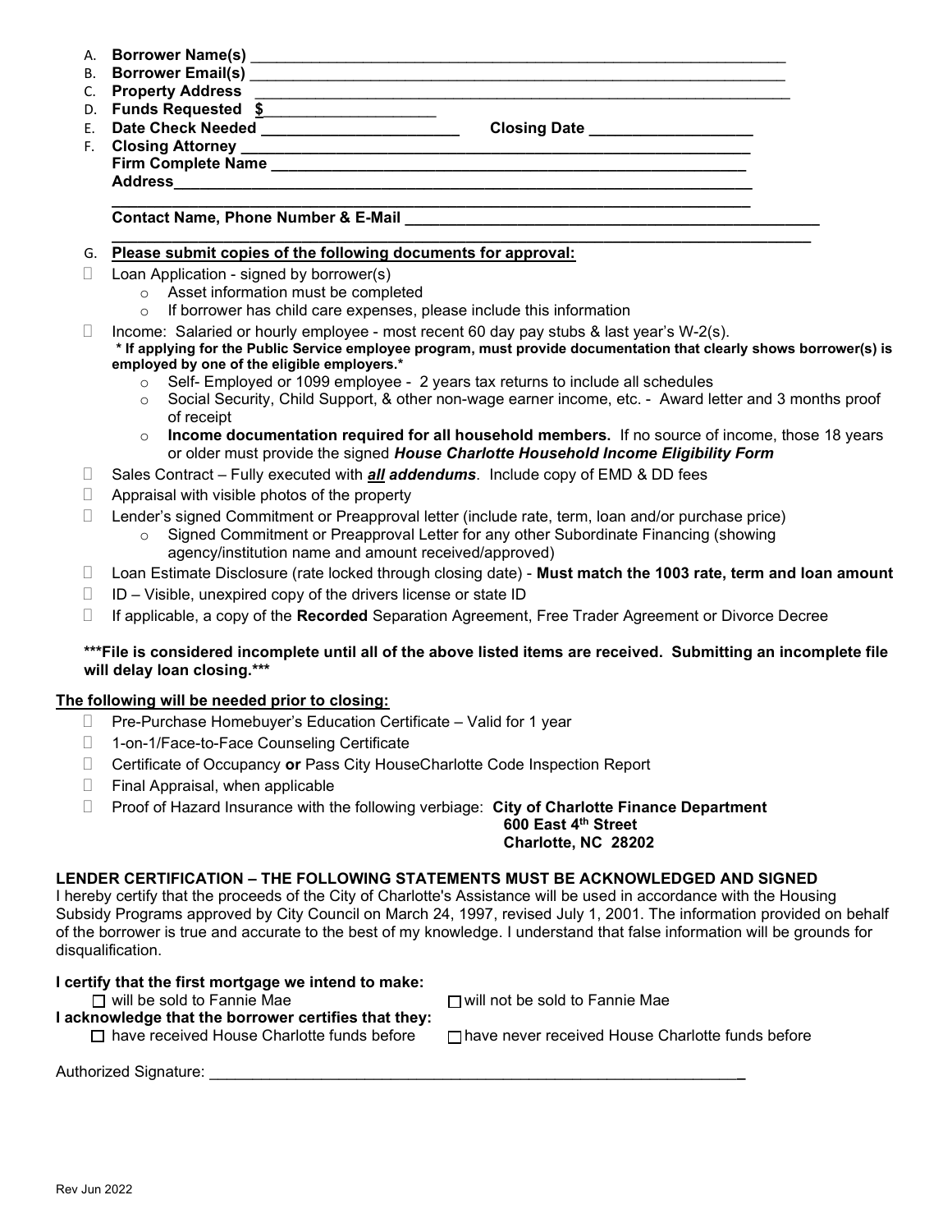A. **Borrower Name(s)** ____________________________________________

B. **Borrower Email(s)** ____________________________________________

C. **Property Address** ____________________________________________

D. **Funds Requested $**____________________

E. **Date Check Needed** ______________________ **Closing Date** __________________

F. **Closing Attorney** ____________________________________________

**Firm Complete Name** ____________________________________________

**Address**____________________________________________

____________________________________________

**Contact Name, Phone Number & E-Mail** ____________________________________________

____________________________________________

G. **Please submit copies of the following documents for approval:**

- ☐ Loan Application - signed by borrower(s)
  - Asset information must be completed
  - If borrower has child care expenses, please include this information
- ☐ Income: Salaried or hourly employee - most recent 60 day pay stubs & last year's W-2(s).
  **\* If applying for the Public Service employee program, must provide documentation that clearly shows borrower(s) is employed by one of the eligible employers.\***
  - Self- Employed or 1099 employee - 2 years tax returns to include all schedules
  - Social Security, Child Support, & other non-wage earner income, etc. - Award letter and 3 months proof of receipt
  - **Income documentation required for all household members.** If no source of income, those 18 years or older must provide the signed ***House Charlotte Household Income Eligibility Form***
- ☐ Sales Contract – Fully executed with ***all addendums***. Include copy of EMD & DD fees
- ☐ Appraisal with visible photos of the property
- ☐ Lender's signed Commitment or Preapproval letter (include rate, term, loan and/or purchase price)
  - Signed Commitment or Preapproval Letter for any other Subordinate Financing (showing agency/institution name and amount received/approved)
- ☐ Loan Estimate Disclosure (rate locked through closing date) - **Must match the 1003 rate, term and loan amount**
- ☐ ID – Visible, unexpired copy of the drivers license or state ID
- ☐ If applicable, a copy of the **Recorded** Separation Agreement, Free Trader Agreement or Divorce Decree

**\*\*\*File is considered incomplete until all of the above listed items are received. Submitting an incomplete file will delay loan closing.\*\*\***

**The following will be needed prior to closing:**

- ☐ Pre-Purchase Homebuyer's Education Certificate – Valid for 1 year
- ☐ 1-on-1/Face-to-Face Counseling Certificate
- ☐ Certificate of Occupancy **or** Pass City HouseCharlotte Code Inspection Report
- ☐ Final Appraisal, when applicable
- ☐ Proof of Hazard Insurance with the following verbiage: **City of Charlotte Finance Department**
  **600 East 4th Street**
  **Charlotte, NC 28202**

**LENDER CERTIFICATION – THE FOLLOWING STATEMENTS MUST BE ACKNOWLEDGED AND SIGNED**

I hereby certify that the proceeds of the City of Charlotte's Assistance will be used in accordance with the Housing Subsidy Programs approved by City Council on March 24, 1997, revised July 1, 2001. The information provided on behalf of the borrower is true and accurate to the best of my knowledge. I understand that false information will be grounds for disqualification.

**I certify that the first mortgage we intend to make:**

☐ will be sold to Fannie Mae ☐ will not be sold to Fannie Mae

**I acknowledge that the borrower certifies that they:**

☐ have received House Charlotte funds before ☐ have never received House Charlotte funds before

Authorized Signature: ____________________________________________

Rev Jun 2022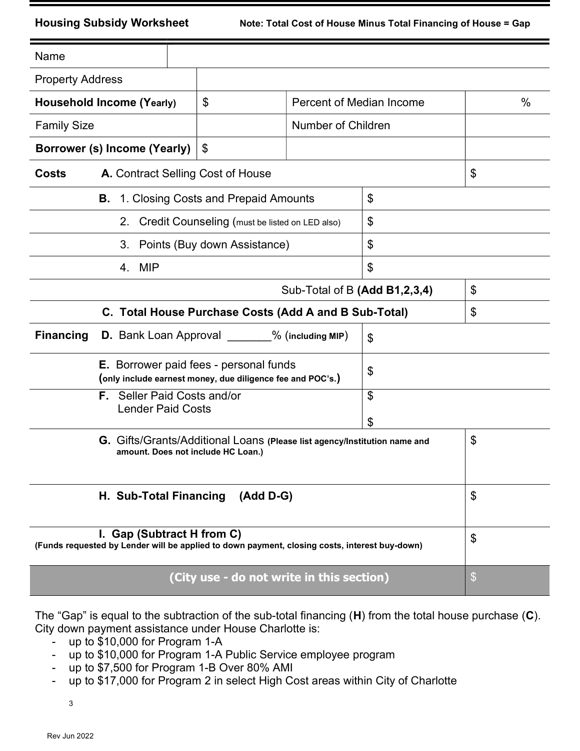**Housing Subsidy Worksheet** **Note: Total Cost of House Minus Total Financing of House = Gap**

| Name | | | |
|---|---|---|---|
| Property Address | | | |
| **Household Income (Yearly)** | $ | Percent of Median Income | % |
| Family Size | | Number of Children | |
| **Borrower (s) Income (Yearly)** | $ | | |

| | | | |
|---|---|---|---|
| **Costs** | **A.** Contract Selling Cost of House | | $ |
| | **B.** 1. Closing Costs and Prepaid Amounts | $ | |
| | 2. Credit Counseling (must be listed on LED also) | $ | |
| | 3. Points (Buy down Assistance) | $ | |
| | 4. MIP | $ | |
| | Sub-Total of B **(Add B1,2,3,4)** | | $ |
| | **C. Total House Purchase Costs (Add A and B Sub-Total)** | | $ |
| **Financing** | **D.** Bank Loan Approval _______% (**including MIP**) | $ | |
| | **E.** Borrower paid fees - personal funds (**only include earnest money, due diligence fee and POC's.**) | $ | |
| | **F.** Seller Paid Costs and/or Lender Paid Costs | $<br>$ | |
| | **G.** Gifts/Grants/Additional Loans **(Please list agency/Institution name and amount. Does not include HC Loan.)** | | $ |
| | **H. Sub-Total Financing (Add D-G)** | | $ |
| | **I. Gap (Subtract H from C)** **(Funds requested by Lender will be applied to down payment, closing costs, interest buy-down)** | | $ |
| | **(City use - do not write in this section)** | | $ |

The "Gap" is equal to the subtraction of the sub-total financing (**H**) from the total house purchase (**C**). City down payment assistance under House Charlotte is:

- up to $10,000 for Program 1-A
- up to $10,000 for Program 1-A Public Service employee program
- up to $7,500 for Program 1-B Over 80% AMI
- up to $17,000 for Program 2 in select High Cost areas within City of Charlotte

Rev Jun 2022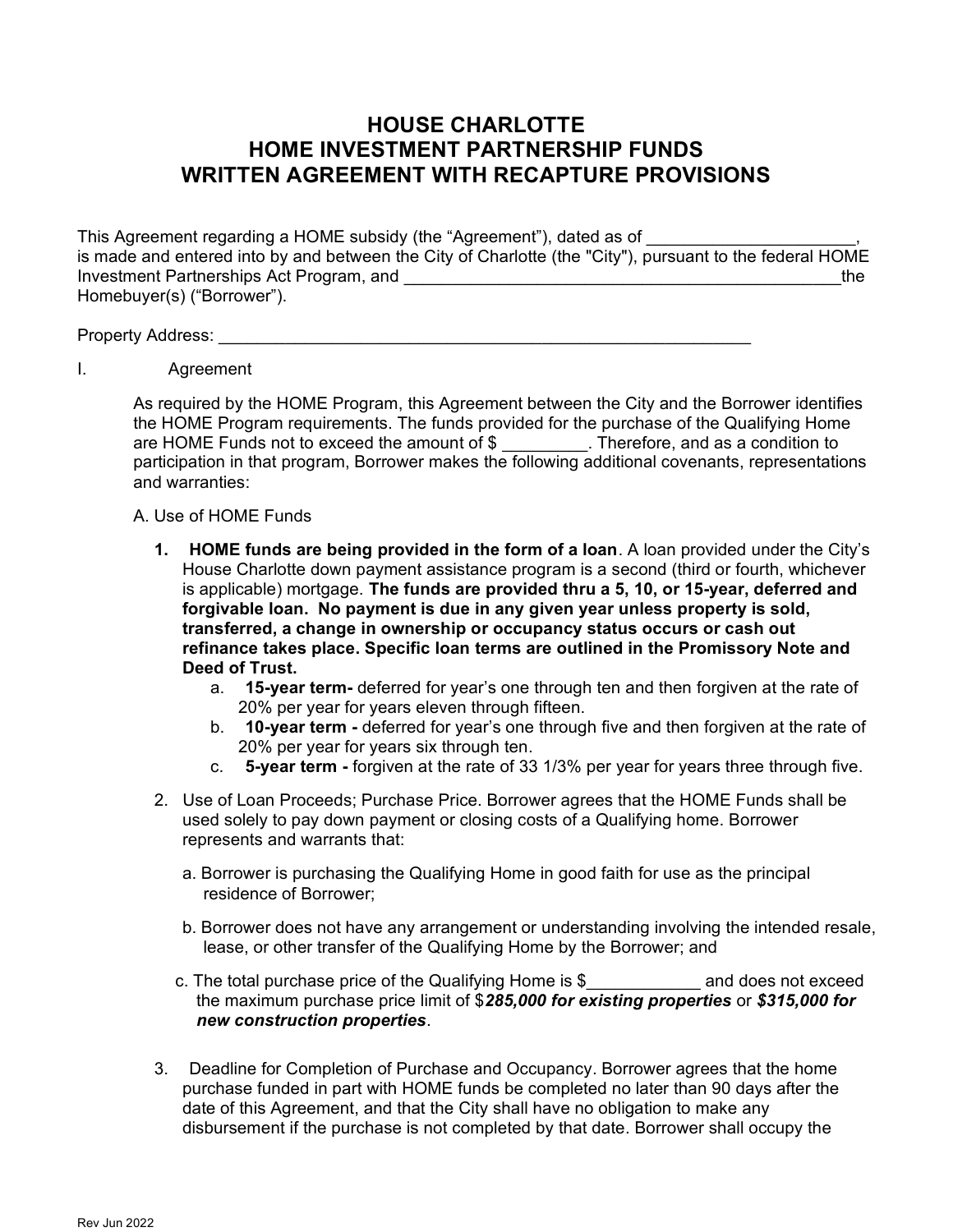# HOUSE CHARLOTTE
# HOME INVESTMENT PARTNERSHIP FUNDS
# WRITTEN AGREEMENT WITH RECAPTURE PROVISIONS

This Agreement regarding a HOME subsidy (the "Agreement"), dated as of ______________________, is made and entered into by and between the City of Charlotte (the "City"), pursuant to the federal HOME Investment Partnerships Act Program, and _________________________________________________the Homebuyer(s) ("Borrower").

Property Address: _________________________________________________________

I. Agreement

As required by the HOME Program, this Agreement between the City and the Borrower identifies the HOME Program requirements. The funds provided for the purchase of the Qualifying Home are HOME Funds not to exceed the amount of $ _________. Therefore, and as a condition to participation in that program, Borrower makes the following additional covenants, representations and warranties:

A. Use of HOME Funds

1. **HOME funds are being provided in the form of a loan**. A loan provided under the City's House Charlotte down payment assistance program is a second (third or fourth, whichever is applicable) mortgage. **The funds are provided thru a 5, 10, or 15-year, deferred and forgivable loan. No payment is due in any given year unless property is sold, transferred, a change in ownership or occupancy status occurs or cash out refinance takes place. Specific loan terms are outlined in the Promissory Note and Deed of Trust.**
   a. **15-year term-** deferred for year's one through ten and then forgiven at the rate of 20% per year for years eleven through fifteen.
   b. **10-year term -** deferred for year's one through five and then forgiven at the rate of 20% per year for years six through ten.
   c. **5-year term -** forgiven at the rate of 33 1/3% per year for years three through five.

2. Use of Loan Proceeds; Purchase Price. Borrower agrees that the HOME Funds shall be used solely to pay down payment or closing costs of a Qualifying home. Borrower represents and warrants that:

   a. Borrower is purchasing the Qualifying Home in good faith for use as the principal residence of Borrower;

   b. Borrower does not have any arrangement or understanding involving the intended resale, lease, or other transfer of the Qualifying Home by the Borrower; and

   c. The total purchase price of the Qualifying Home is $____________ and does not exceed the maximum purchase price limit of $***285,000 for existing properties*** or ***$315,000 for new construction properties***.

3. Deadline for Completion of Purchase and Occupancy. Borrower agrees that the home purchase funded in part with HOME funds be completed no later than 90 days after the date of this Agreement, and that the City shall have no obligation to make any disbursement if the purchase is not completed by that date. Borrower shall occupy the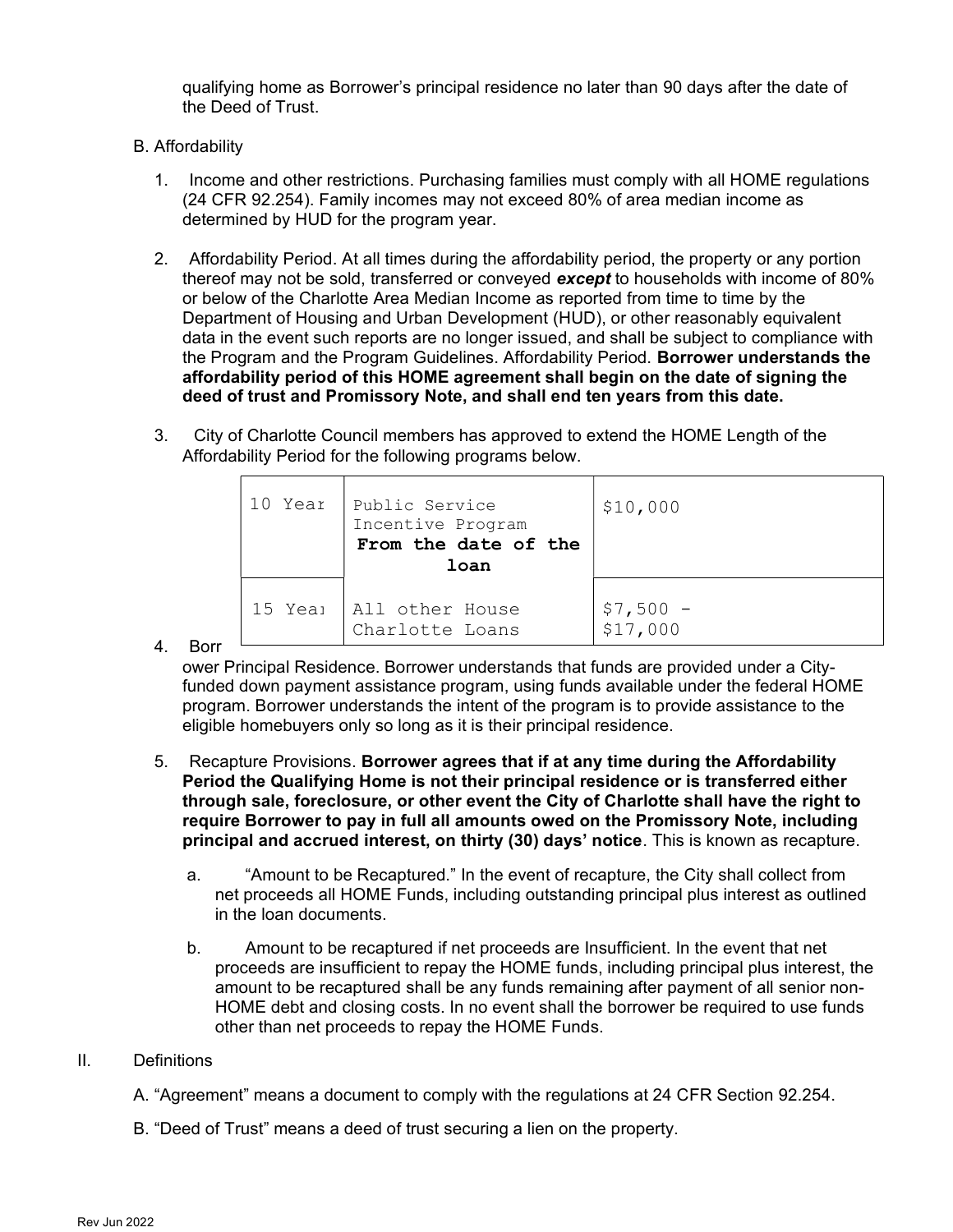qualifying home as Borrower's principal residence no later than 90 days after the date of the Deed of Trust.

B. Affordability

1. Income and other restrictions. Purchasing families must comply with all HOME regulations (24 CFR 92.254). Family incomes may not exceed 80% of area median income as determined by HUD for the program year.

2. Affordability Period. At all times during the affordability period, the property or any portion thereof may not be sold, transferred or conveyed ***except*** to households with income of 80% or below of the Charlotte Area Median Income as reported from time to time by the Department of Housing and Urban Development (HUD), or other reasonably equivalent data in the event such reports are no longer issued, and shall be subject to compliance with the Program and the Program Guidelines. Affordability Period. **Borrower understands the affordability period of this HOME agreement shall begin on the date of signing the deed of trust and Promissory Note, and shall end ten years from this date.**

3. City of Charlotte Council members has approved to extend the HOME Length of the Affordability Period for the following programs below.

| | | |
|---|---|---|
| 10 Year | Public Service Incentive Program **From the date of the loan** | $10,000 |
| 15 Year | All other House Charlotte Loans | $7,500 - $17,000 |

4. Borrower Principal Residence. Borrower understands that funds are provided under a City-funded down payment assistance program, using funds available under the federal HOME program. Borrower understands the intent of the program is to provide assistance to the eligible homebuyers only so long as it is their principal residence.

5. Recapture Provisions. **Borrower agrees that if at any time during the Affordability Period the Qualifying Home is not their principal residence or is transferred either through sale, foreclosure, or other event the City of Charlotte shall have the right to require Borrower to pay in full all amounts owed on the Promissory Note, including principal and accrued interest, on thirty (30) days' notice**. This is known as recapture.

   a. "Amount to be Recaptured." In the event of recapture, the City shall collect from net proceeds all HOME Funds, including outstanding principal plus interest as outlined in the loan documents.

   b. Amount to be recaptured if net proceeds are Insufficient. In the event that net proceeds are insufficient to repay the HOME funds, including principal plus interest, the amount to be recaptured shall be any funds remaining after payment of all senior non-HOME debt and closing costs. In no event shall the borrower be required to use funds other than net proceeds to repay the HOME Funds.

II. Definitions

A. "Agreement" means a document to comply with the regulations at 24 CFR Section 92.254.

B. "Deed of Trust" means a deed of trust securing a lien on the property.

Rev Jun 2022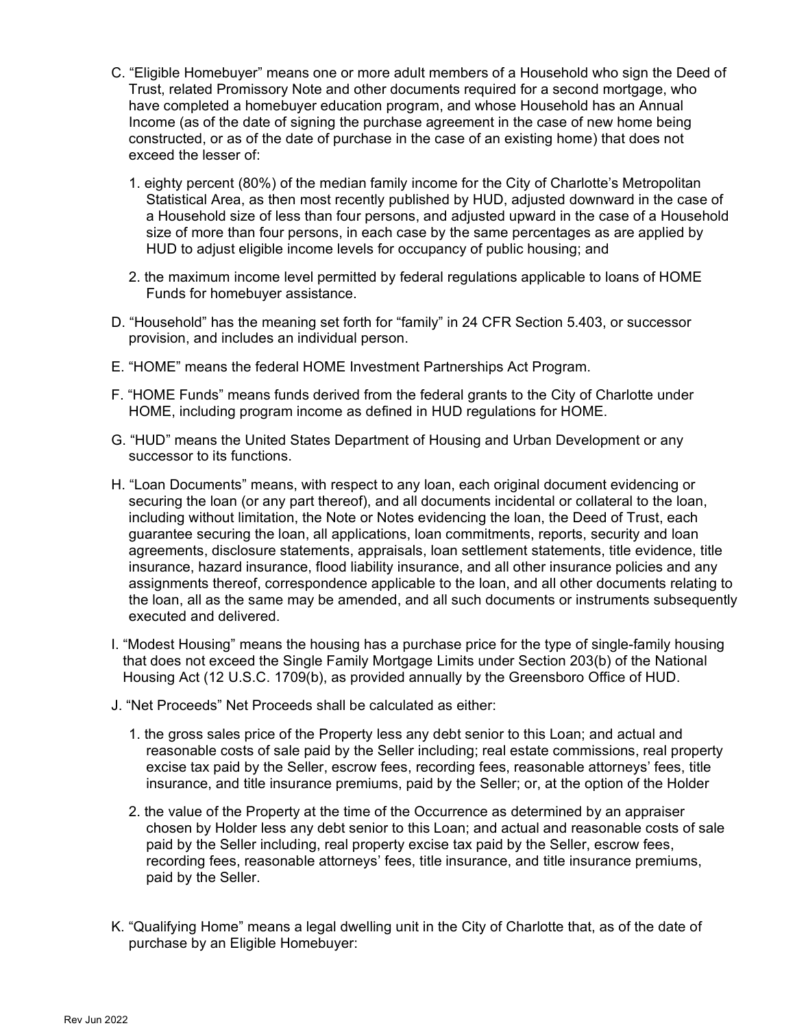C. “Eligible Homebuyer” means one or more adult members of a Household who sign the Deed of Trust, related Promissory Note and other documents required for a second mortgage, who have completed a homebuyer education program, and whose Household has an Annual Income (as of the date of signing the purchase agreement in the case of new home being constructed, or as of the date of purchase in the case of an existing home) that does not exceed the lesser of:

   1. eighty percent (80%) of the median family income for the City of Charlotte’s Metropolitan Statistical Area, as then most recently published by HUD, adjusted downward in the case of a Household size of less than four persons, and adjusted upward in the case of a Household size of more than four persons, in each case by the same percentages as are applied by HUD to adjust eligible income levels for occupancy of public housing; and

   2. the maximum income level permitted by federal regulations applicable to loans of HOME Funds for homebuyer assistance.

D. “Household” has the meaning set forth for “family” in 24 CFR Section 5.403, or successor provision, and includes an individual person.

E. “HOME” means the federal HOME Investment Partnerships Act Program.

F. “HOME Funds” means funds derived from the federal grants to the City of Charlotte under HOME, including program income as defined in HUD regulations for HOME.

G. “HUD” means the United States Department of Housing and Urban Development or any successor to its functions.

H. “Loan Documents” means, with respect to any loan, each original document evidencing or securing the loan (or any part thereof), and all documents incidental or collateral to the loan, including without limitation, the Note or Notes evidencing the loan, the Deed of Trust, each guarantee securing the loan, all applications, loan commitments, reports, security and loan agreements, disclosure statements, appraisals, loan settlement statements, title evidence, title insurance, hazard insurance, flood liability insurance, and all other insurance policies and any assignments thereof, correspondence applicable to the loan, and all other documents relating to the loan, all as the same may be amended, and all such documents or instruments subsequently executed and delivered.

I. “Modest Housing” means the housing has a purchase price for the type of single-family housing that does not exceed the Single Family Mortgage Limits under Section 203(b) of the National Housing Act (12 U.S.C. 1709(b), as provided annually by the Greensboro Office of HUD.

J. “Net Proceeds” Net Proceeds shall be calculated as either:

   1. the gross sales price of the Property less any debt senior to this Loan; and actual and reasonable costs of sale paid by the Seller including; real estate commissions, real property excise tax paid by the Seller, escrow fees, recording fees, reasonable attorneys’ fees, title insurance, and title insurance premiums, paid by the Seller; or, at the option of the Holder

   2. the value of the Property at the time of the Occurrence as determined by an appraiser chosen by Holder less any debt senior to this Loan; and actual and reasonable costs of sale paid by the Seller including, real property excise tax paid by the Seller, escrow fees, recording fees, reasonable attorneys’ fees, title insurance, and title insurance premiums, paid by the Seller.

K. “Qualifying Home” means a legal dwelling unit in the City of Charlotte that, as of the date of purchase by an Eligible Homebuyer: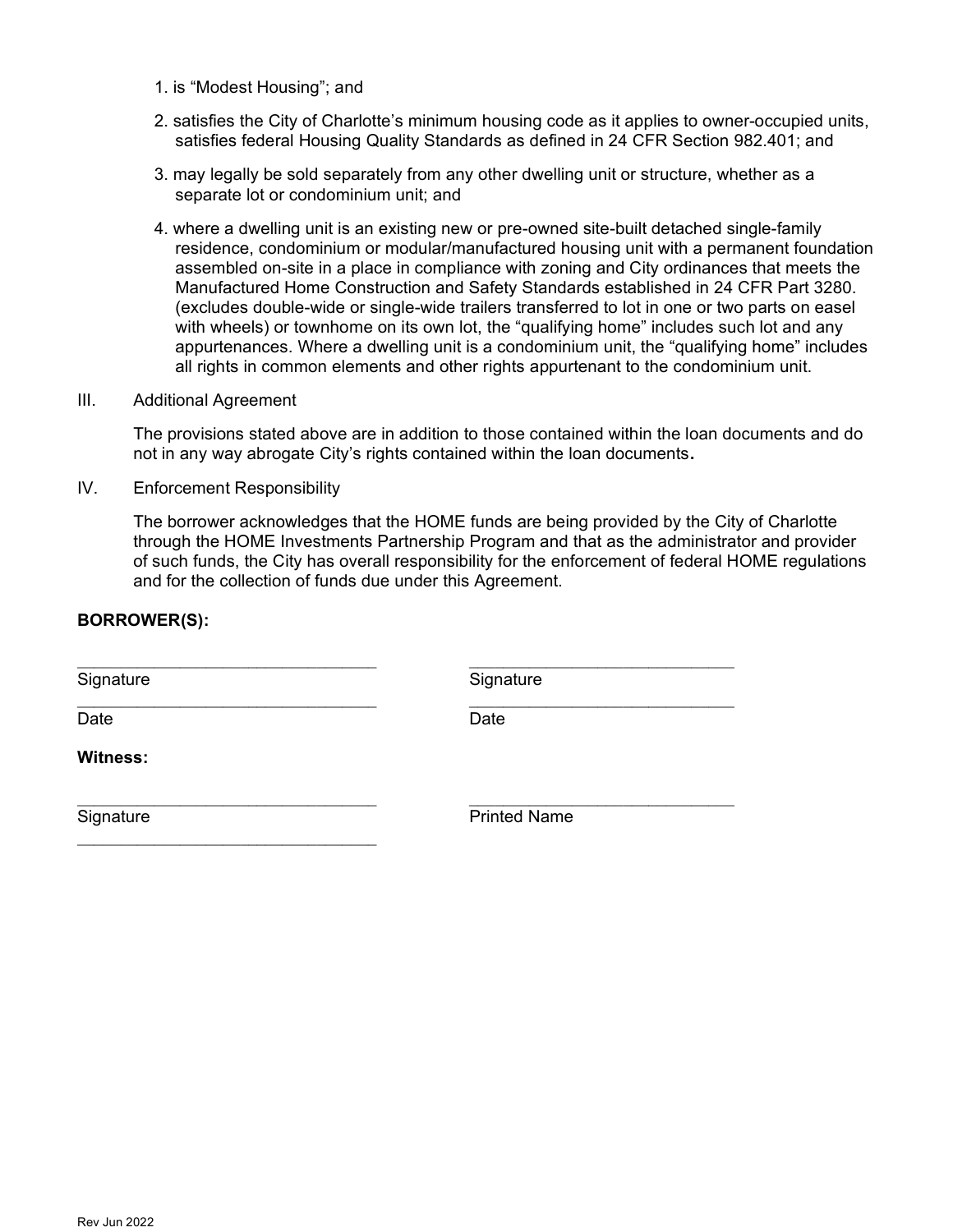1. is “Modest Housing”; and

2. satisfies the City of Charlotte’s minimum housing code as it applies to owner-occupied units, satisfies federal Housing Quality Standards as defined in 24 CFR Section 982.401; and

3. may legally be sold separately from any other dwelling unit or structure, whether as a separate lot or condominium unit; and

4. where a dwelling unit is an existing new or pre-owned site-built detached single-family residence, condominium or modular/manufactured housing unit with a permanent foundation assembled on-site in a place in compliance with zoning and City ordinances that meets the Manufactured Home Construction and Safety Standards established in 24 CFR Part 3280. (excludes double-wide or single-wide trailers transferred to lot in one or two parts on easel with wheels) or townhome on its own lot, the “qualifying home” includes such lot and any appurtenances. Where a dwelling unit is a condominium unit, the “qualifying home” includes all rights in common elements and other rights appurtenant to the condominium unit.

III. Additional Agreement

The provisions stated above are in addition to those contained within the loan documents and do not in any way abrogate City’s rights contained within the loan documents.

IV. Enforcement Responsibility

The borrower acknowledges that the HOME funds are being provided by the City of Charlotte through the HOME Investments Partnership Program and that as the administrator and provider of such funds, the City has overall responsibility for the enforcement of federal HOME regulations and for the collection of funds due under this Agreement.

**BORROWER(S):**

\_\_\_\_\_\_\_\_\_\_\_\_\_\_\_\_\_\_\_\_\_\_\_\_\_\_\_\_\_\_\_\_ \_\_\_\_\_\_\_\_\_\_\_\_\_\_\_\_\_\_\_\_\_\_\_\_\_\_\_\_\_\_
Signature Signature

\_\_\_\_\_\_\_\_\_\_\_\_\_\_\_\_\_\_\_\_\_\_\_\_\_\_\_\_\_\_\_\_ \_\_\_\_\_\_\_\_\_\_\_\_\_\_\_\_\_\_\_\_\_\_\_\_\_\_\_\_\_\_
Date Date

**Witness:**

\_\_\_\_\_\_\_\_\_\_\_\_\_\_\_\_\_\_\_\_\_\_\_\_\_\_\_\_\_\_\_\_ \_\_\_\_\_\_\_\_\_\_\_\_\_\_\_\_\_\_\_\_\_\_\_\_\_\_\_\_\_\_
Signature Printed Name

\_\_\_\_\_\_\_\_\_\_\_\_\_\_\_\_\_\_\_\_\_\_\_\_\_\_\_\_\_\_\_\_

Rev Jun 2022